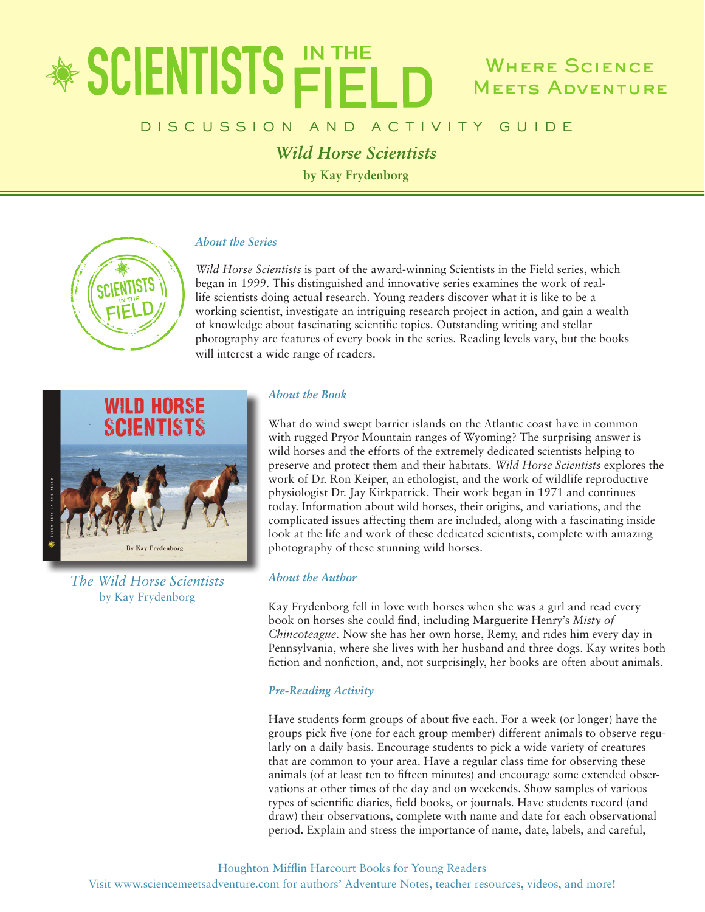# SCIENTISTS IN THE FIELD

## Where Science Meets Adventure

DISCUSSION AND ACTIVITY GUIDE

## *Wild Horse Scientists*

**by Kay Frydenborg**

### *About the Series*

*Wild Horse Scientists* is part of the award-winning Scientists in the Field series, which began in 1999. This distinguished and innovative series examines the work of real-life scientists doing actual research. Young readers discover what it is like to be a working scientist, investigate an intriguing research project in action, and gain a wealth of knowledge about fascinating scientific topics. Outstanding writing and stellar photography are features of every book in the series. Reading levels vary, but the books will interest a wide range of readers.

*The Wild Horse Scientists*
by Kay Frydenborg

### *About the Book*

What do wind swept barrier islands on the Atlantic coast have in common with rugged Pryor Mountain ranges of Wyoming? The surprising answer is wild horses and the efforts of the extremely dedicated scientists helping to preserve and protect them and their habitats. *Wild Horse Scientists* explores the work of Dr. Ron Keiper, an ethologist, and the work of wildlife reproductive physiologist Dr. Jay Kirkpatrick. Their work began in 1971 and continues today. Information about wild horses, their origins, and variations, and the complicated issues affecting them are included, along with a fascinating inside look at the life and work of these dedicated scientists, complete with amazing photography of these stunning wild horses.

### *About the Author*

Kay Frydenborg fell in love with horses when she was a girl and read every book on horses she could find, including Marguerite Henry's *Misty of Chincoteague*. Now she has her own horse, Remy, and rides him every day in Pennsylvania, where she lives with her husband and three dogs. Kay writes both fiction and nonfiction, and, not surprisingly, her books are often about animals.

### *Pre-Reading Activity*

Have students form groups of about five each. For a week (or longer) have the groups pick five (one for each group member) different animals to observe regularly on a daily basis. Encourage students to pick a wide variety of creatures that are common to your area. Have a regular class time for observing these animals (of at least ten to fifteen minutes) and encourage some extended observations at other times of the day and on weekends. Show samples of various types of scientific diaries, field books, or journals. Have students record (and draw) their observations, complete with name and date for each observational period. Explain and stress the importance of name, date, labels, and careful,

Houghton Mifflin Harcourt Books for Young Readers
Visit www.sciencemeetsadventure.com for authors' Adventure Notes, teacher resources, videos, and more!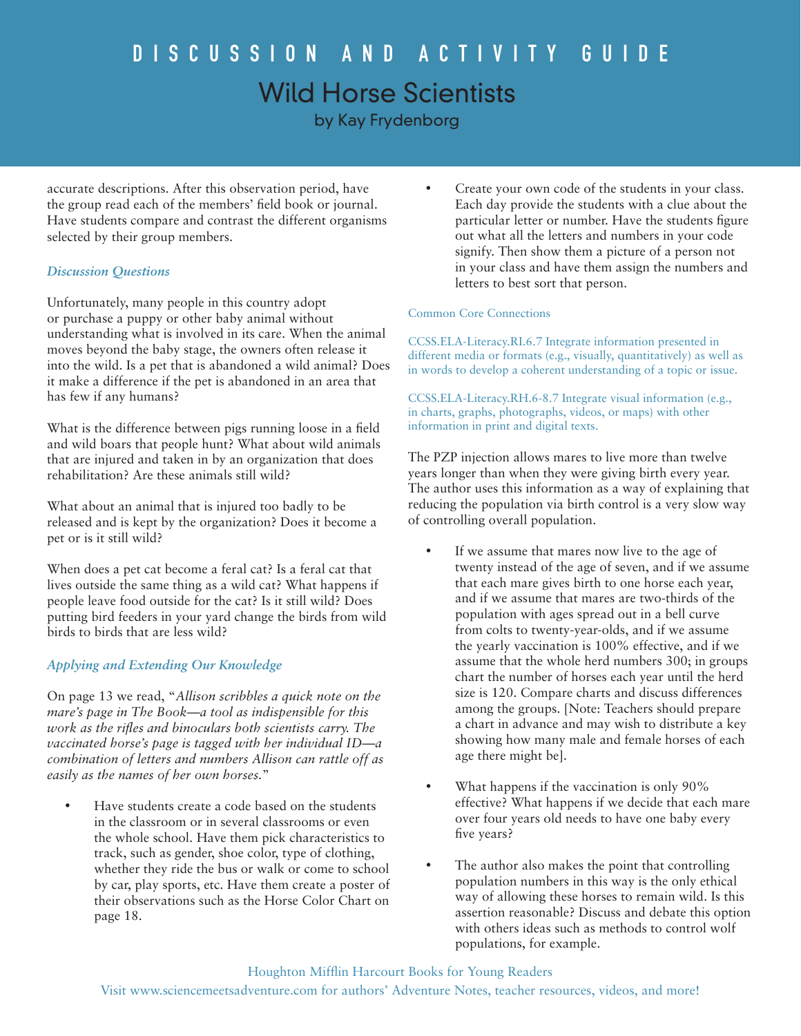# DISCUSSION AND ACTIVITY GUIDE

## Wild Horse Scientists

by Kay Frydenborg

accurate descriptions. After this observation period, have the group read each of the members' field book or journal. Have students compare and contrast the different organisms selected by their group members.

### *Discussion Questions*

Unfortunately, many people in this country adopt or purchase a puppy or other baby animal without understanding what is involved in its care. When the animal moves beyond the baby stage, the owners often release it into the wild. Is a pet that is abandoned a wild animal? Does it make a difference if the pet is abandoned in an area that has few if any humans?

What is the difference between pigs running loose in a field and wild boars that people hunt? What about wild animals that are injured and taken in by an organization that does rehabilitation? Are these animals still wild?

What about an animal that is injured too badly to be released and is kept by the organization? Does it become a pet or is it still wild?

When does a pet cat become a feral cat? Is a feral cat that lives outside the same thing as a wild cat? What happens if people leave food outside for the cat? Is it still wild? Does putting bird feeders in your yard change the birds from wild birds to birds that are less wild?

### *Applying and Extending Our Knowledge*

On page 13 we read, "*Allison scribbles a quick note on the mare's page in The Book—a tool as indispensible for this work as the rifles and binoculars both scientists carry. The vaccinated horse's page is tagged with her individual ID—a combination of letters and numbers Allison can rattle off as easily as the names of her own horses.*"

- Have students create a code based on the students in the classroom or in several classrooms or even the whole school. Have them pick characteristics to track, such as gender, shoe color, type of clothing, whether they ride the bus or walk or come to school by car, play sports, etc. Have them create a poster of their observations such as the Horse Color Chart on page 18.
- Create your own code of the students in your class. Each day provide the students with a clue about the particular letter or number. Have the students figure out what all the letters and numbers in your code signify. Then show them a picture of a person not in your class and have them assign the numbers and letters to best sort that person.

Common Core Connections

CCSS.ELA-Literacy.RI.6.7 Integrate information presented in different media or formats (e.g., visually, quantitatively) as well as in words to develop a coherent understanding of a topic or issue.

CCSS.ELA-Literacy.RH.6-8.7 Integrate visual information (e.g., in charts, graphs, photographs, videos, or maps) with other information in print and digital texts.

The PZP injection allows mares to live more than twelve years longer than when they were giving birth every year. The author uses this information as a way of explaining that reducing the population via birth control is a very slow way of controlling overall population.

- If we assume that mares now live to the age of twenty instead of the age of seven, and if we assume that each mare gives birth to one horse each year, and if we assume that mares are two-thirds of the population with ages spread out in a bell curve from colts to twenty-year-olds, and if we assume the yearly vaccination is 100% effective, and if we assume that the whole herd numbers 300; in groups chart the number of horses each year until the herd size is 120. Compare charts and discuss differences among the groups. [Note: Teachers should prepare a chart in advance and may wish to distribute a key showing how many male and female horses of each age there might be].
- What happens if the vaccination is only 90% effective? What happens if we decide that each mare over four years old needs to have one baby every five years?
- The author also makes the point that controlling population numbers in this way is the only ethical way of allowing these horses to remain wild. Is this assertion reasonable? Discuss and debate this option with others ideas such as methods to control wolf populations, for example.

Houghton Mifflin Harcourt Books for Young Readers
Visit www.sciencemeetsadventure.com for authors' Adventure Notes, teacher resources, videos, and more!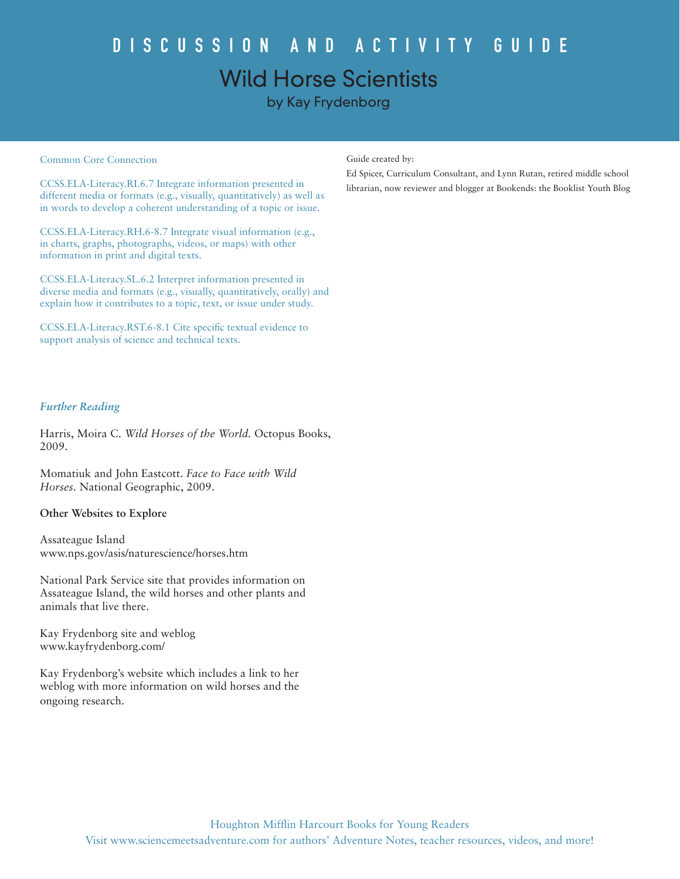# DISCUSSION AND ACTIVITY GUIDE

## Wild Horse Scientists

by Kay Frydenborg

Common Core Connection

CCSS.ELA-Literacy.RI.6.7 Integrate information presented in different media or formats (e.g., visually, quantitatively) as well as in words to develop a coherent understanding of a topic or issue.

CCSS.ELA-Literacy.RH.6-8.7 Integrate visual information (e.g., in charts, graphs, photographs, videos, or maps) with other information in print and digital texts.

CCSS.ELA-Literacy.SL.6.2 Interpret information presented in diverse media and formats (e.g., visually, quantitatively, orally) and explain how it contributes to a topic, text, or issue under study.

CCSS.ELA-Literacy.RST.6-8.1 Cite specific textual evidence to support analysis of science and technical texts.

### *Further Reading*

Harris, Moira C. *Wild Horses of the World.* Octopus Books, 2009.

Momatiuk and John Eastcott. *Face to Face with Wild Horses.* National Geographic, 2009.

**Other Websites to Explore**

Assateague Island
www.nps.gov/asis/naturescience/horses.htm

National Park Service site that provides information on Assateague Island, the wild horses and other plants and animals that live there.

Kay Frydenborg site and weblog
www.kayfrydenborg.com/

Kay Frydenborg's website which includes a link to her weblog with more information on wild horses and the ongoing research.

Guide created by:

Ed Spicer, Curriculum Consultant, and Lynn Rutan, retired middle school librarian, now reviewer and blogger at Bookends: the Booklist Youth Blog

Houghton Mifflin Harcourt Books for Young Readers
Visit www.sciencemeetsadventure.com for authors' Adventure Notes, teacher resources, videos, and more!